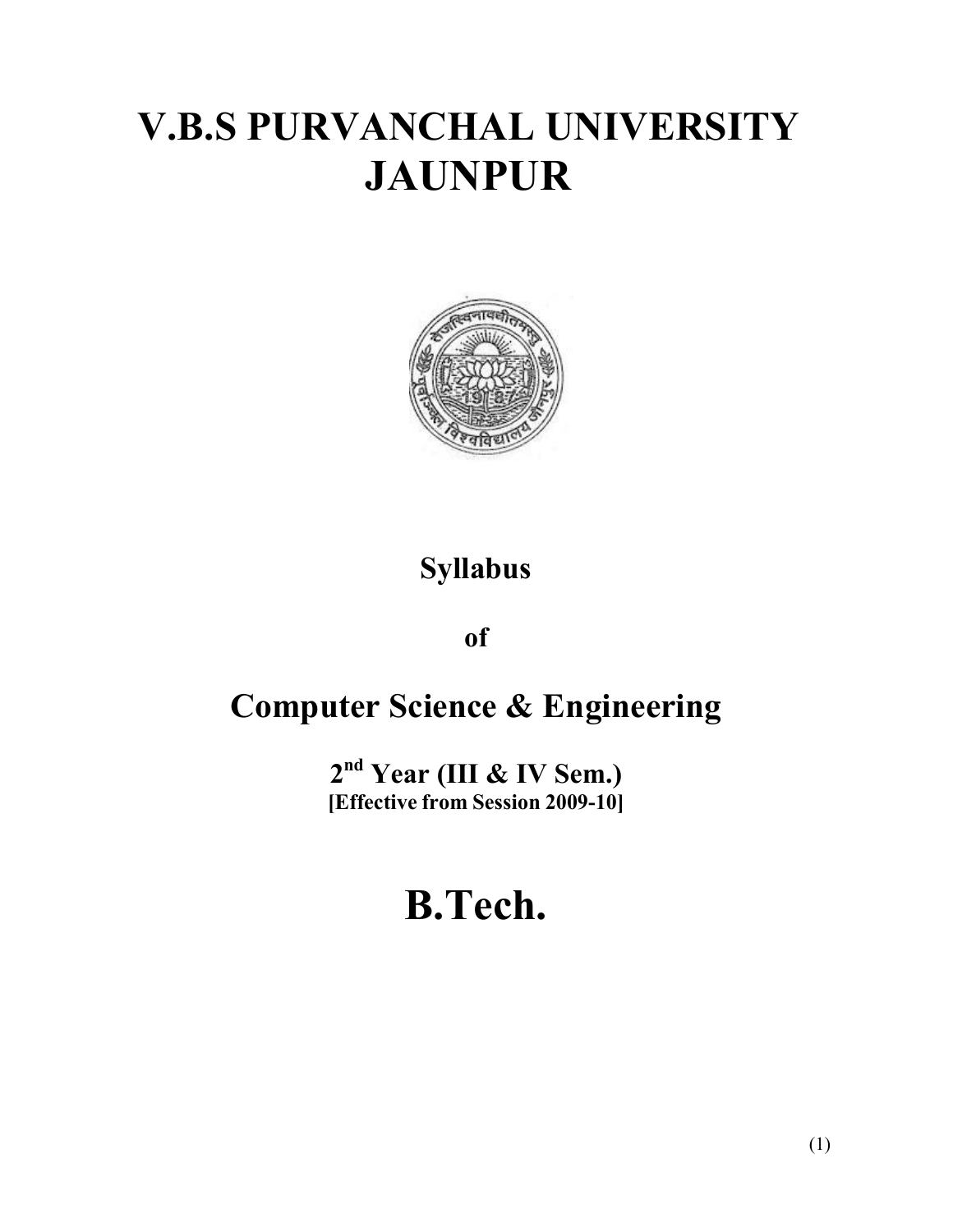# V.B.S PURVANCHAL UNIVERSITY JAUNPUR

**Syllabus**

**of**

## Computer Science & Engineering

**2nd Year (III & IV Sem.)**
**[Effective from Session 2009-10]**

# B.Tech.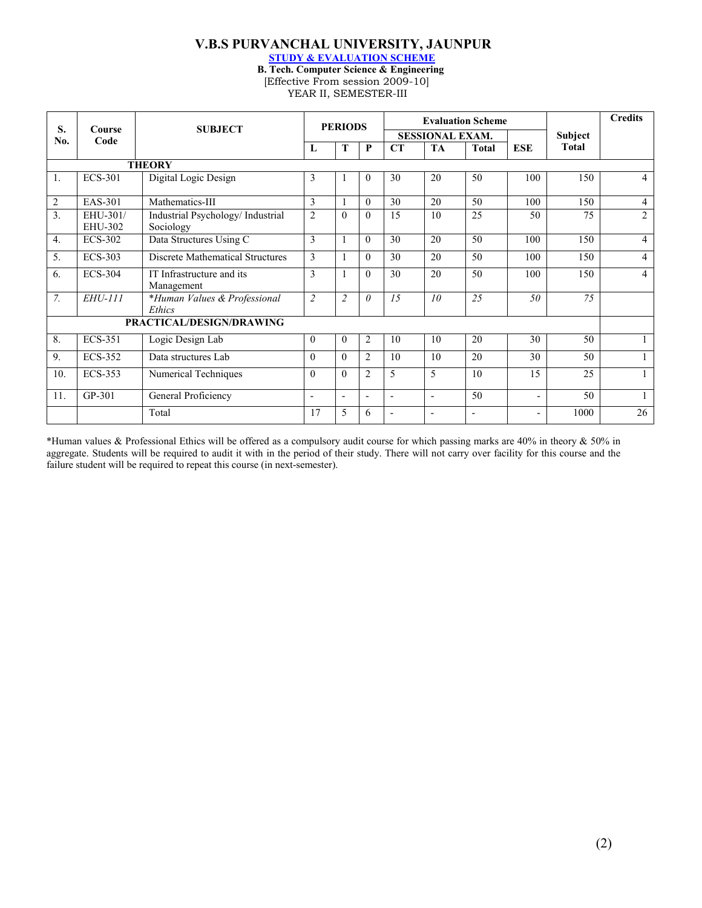# V.B.S PURVANCHAL UNIVERSITY, JAUNPUR

**STUDY & EVALUATION SCHEME**

**B. Tech. Computer Science & Engineering**

[Effective From session 2009-10]

YEAR II, SEMESTER-III

| S. No. | Course Code | SUBJECT | PERIODS | | | Evaluation Scheme | | | | Subject Total | Credits |
|---|---|---|---|---|---|---|---|---|---|---|---|
| | | | | | | SESSIONAL EXAM. | | | | | |
| | | | L | T | P | CT | TA | Total | ESE | | |
| | | **THEORY** | | | | | | | | | |
| 1. | ECS-301 | Digital Logic Design | 3 | 1 | 0 | 30 | 20 | 50 | 100 | 150 | 4 |
| 2 | EAS-301 | Mathematics-III | 3 | 1 | 0 | 30 | 20 | 50 | 100 | 150 | 4 |
| 3. | EHU-301/ EHU-302 | Industrial Psychology/ Industrial Sociology | 2 | 0 | 0 | 15 | 10 | 25 | 50 | 75 | 2 |
| 4. | ECS-302 | Data Structures Using C | 3 | 1 | 0 | 30 | 20 | 50 | 100 | 150 | 4 |
| 5. | ECS-303 | Discrete Mathematical Structures | 3 | 1 | 0 | 30 | 20 | 50 | 100 | 150 | 4 |
| 6. | ECS-304 | IT Infrastructure and its Management | 3 | 1 | 0 | 30 | 20 | 50 | 100 | 150 | 4 |
| *7.* | *EHU-111* | *\*Human Values & Professional Ethics* | *2* | *2* | *0* | *15* | *10* | *25* | *50* | *75* | |
| | | **PRACTICAL/DESIGN/DRAWING** | | | | | | | | | |
| 8. | ECS-351 | Logic Design Lab | 0 | 0 | 2 | 10 | 10 | 20 | 30 | 50 | 1 |
| 9. | ECS-352 | Data structures Lab | 0 | 0 | 2 | 10 | 10 | 20 | 30 | 50 | 1 |
| 10. | ECS-353 | Numerical Techniques | 0 | 0 | 2 | 5 | 5 | 10 | 15 | 25 | 1 |
| 11. | GP-301 | General Proficiency | - | - | - | - | - | 50 | - | 50 | 1 |
| | | Total | 17 | 5 | 6 | - | - | - | - | 1000 | 26 |

*Human values & Professional Ethics will be offered as a compulsory audit course for which passing marks are 40% in theory & 50% in aggregate. Students will be required to audit it with in the period of their study. There will not carry over facility for this course and the failure student will be required to repeat this course (in next-semester).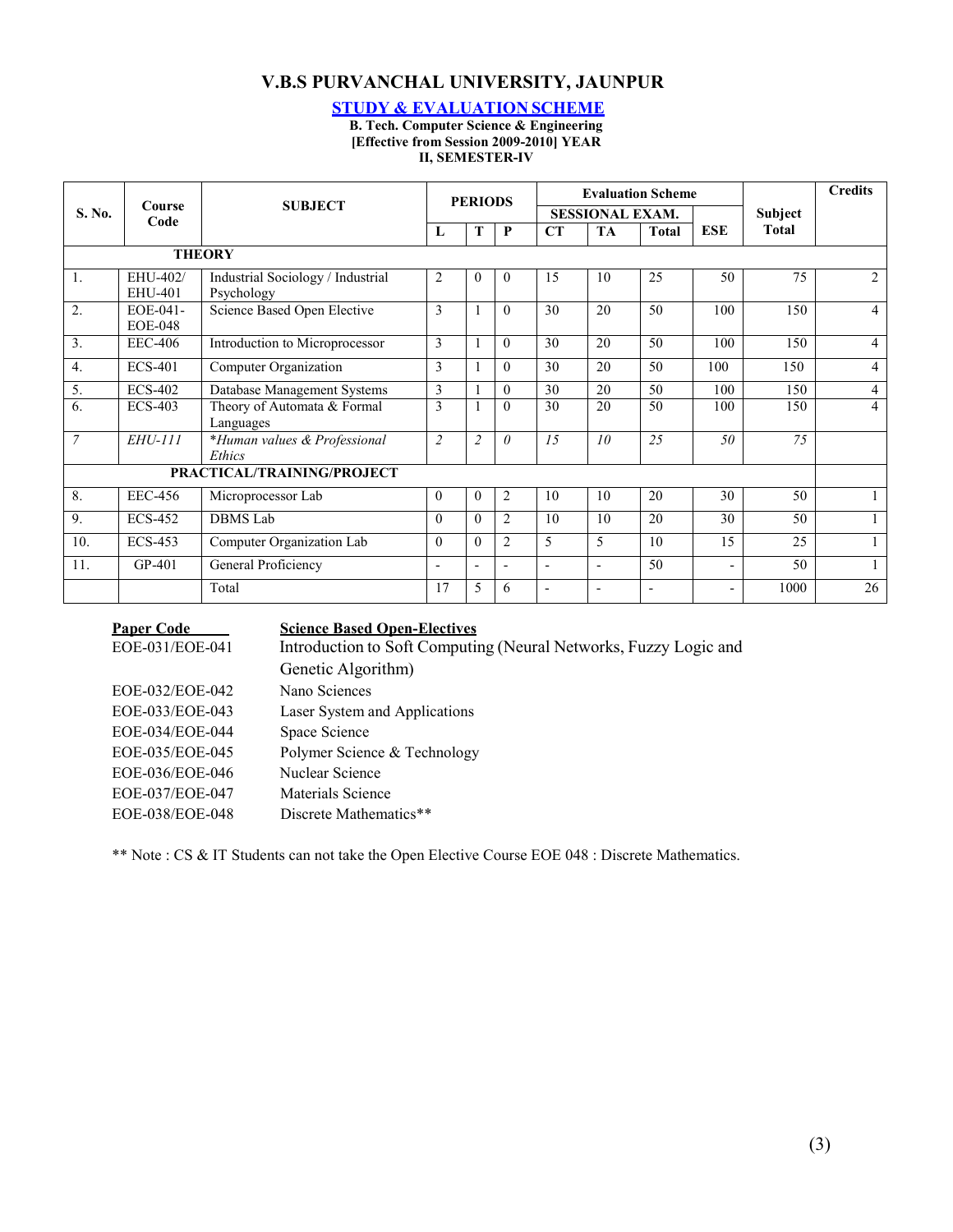# V.B.S PURVANCHAL UNIVERSITY, JAUNPUR

## STUDY & EVALUATION SCHEME

**B. Tech. Computer Science & Engineering**
**[Effective from Session 2009-2010] YEAR**
**II, SEMESTER-IV**

| S. No. | Course Code | SUBJECT | PERIODS | | | Evaluation Scheme | | | | Subject Total | Credits |
|---|---|---|---|---|---|---|---|---|---|---|---|
| | | | | | | SESSIONAL EXAM. | | | | | |
| | | | L | T | P | CT | TA | Total | ESE | | |
| **THEORY** | | | | | | | | | | | |
| 1. | EHU-402/ EHU-401 | Industrial Sociology / Industrial Psychology | 2 | 0 | 0 | 15 | 10 | 25 | 50 | 75 | 2 |
| 2. | EOE-041- EOE-048 | Science Based Open Elective | 3 | 1 | 0 | 30 | 20 | 50 | 100 | 150 | 4 |
| 3. | EEC-406 | Introduction to Microprocessor | 3 | 1 | 0 | 30 | 20 | 50 | 100 | 150 | 4 |
| 4. | ECS-401 | Computer Organization | 3 | 1 | 0 | 30 | 20 | 50 | 100 | 150 | 4 |
| 5. | ECS-402 | Database Management Systems | 3 | 1 | 0 | 30 | 20 | 50 | 100 | 150 | 4 |
| 6. | ECS-403 | Theory of Automata & Formal Languages | 3 | 1 | 0 | 30 | 20 | 50 | 100 | 150 | 4 |
| *7* | *EHU-111* | *\*Human values & Professional Ethics* | *2* | *2* | *0* | *15* | *10* | *25* | *50* | *75* | |
| **PRACTICAL/TRAINING/PROJECT** | | | | | | | | | | | |
| 8. | EEC-456 | Microprocessor Lab | 0 | 0 | 2 | 10 | 10 | 20 | 30 | 50 | 1 |
| 9. | ECS-452 | DBMS Lab | 0 | 0 | 2 | 10 | 10 | 20 | 30 | 50 | 1 |
| 10. | ECS-453 | Computer Organization Lab | 0 | 0 | 2 | 5 | 5 | 10 | 15 | 25 | 1 |
| 11. | GP-401 | General Proficiency | - | - | - | - | - | 50 | - | 50 | 1 |
| | | Total | 17 | 5 | 6 | - | - | - | - | 1000 | 26 |

| Paper Code | Science Based Open-Electives |
|---|---|
| EOE-031/EOE-041 | Introduction to Soft Computing (Neural Networks, Fuzzy Logic and Genetic Algorithm) |
| EOE-032/EOE-042 | Nano Sciences |
| EOE-033/EOE-043 | Laser System and Applications |
| EOE-034/EOE-044 | Space Science |
| EOE-035/EOE-045 | Polymer Science & Technology |
| EOE-036/EOE-046 | Nuclear Science |
| EOE-037/EOE-047 | Materials Science |
| EOE-038/EOE-048 | Discrete Mathematics** |

** Note : CS & IT Students can not take the Open Elective Course EOE 048 : Discrete Mathematics.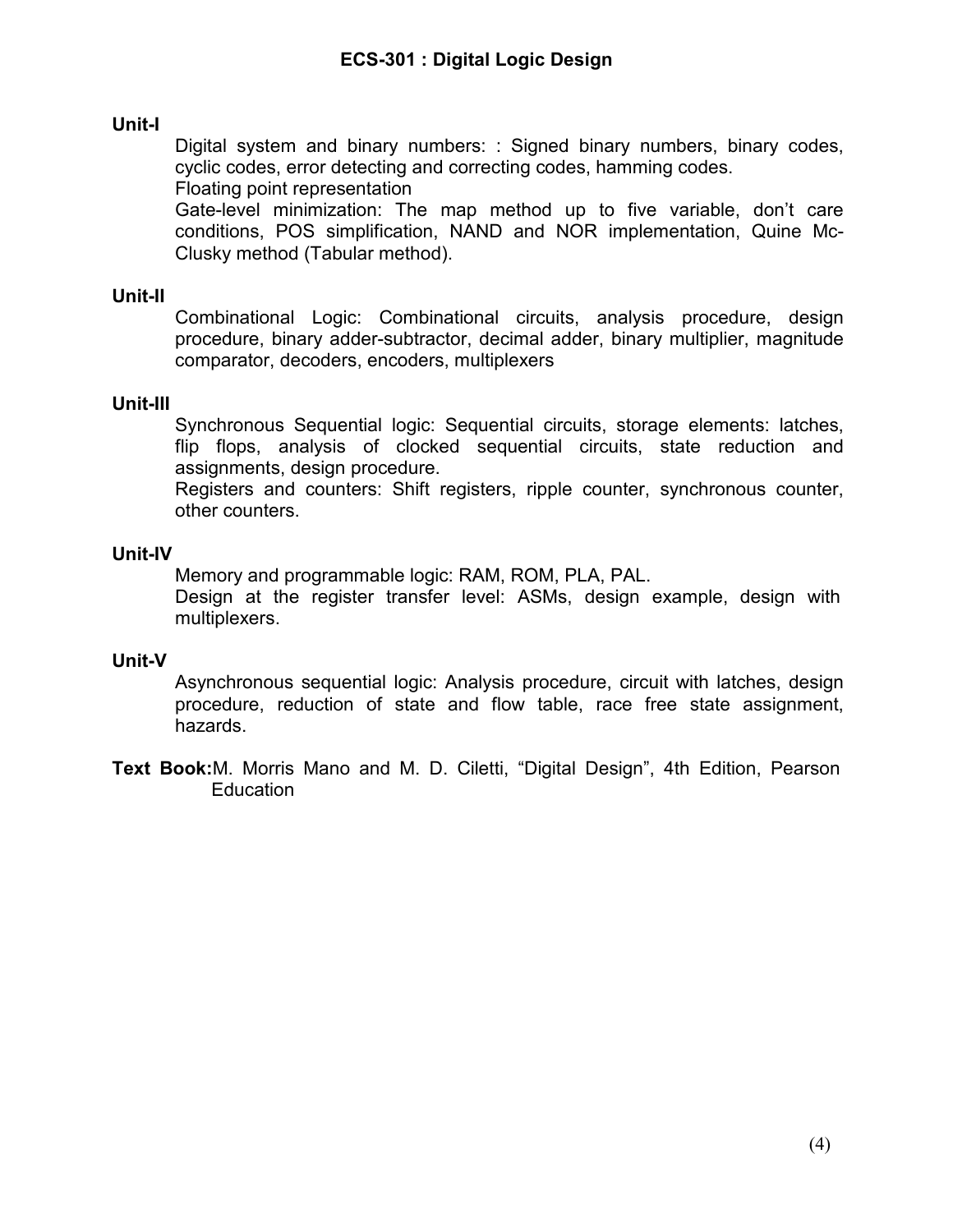# ECS-301 : Digital Logic Design

**Unit-I**

Digital system and binary numbers: : Signed binary numbers, binary codes, cyclic codes, error detecting and correcting codes, hamming codes.

Floating point representation

Gate-level minimization: The map method up to five variable, don't care conditions, POS simplification, NAND and NOR implementation, Quine Mc-Clusky method (Tabular method).

**Unit-II**

Combinational Logic: Combinational circuits, analysis procedure, design procedure, binary adder-subtractor, decimal adder, binary multiplier, magnitude comparator, decoders, encoders, multiplexers

**Unit-III**

Synchronous Sequential logic: Sequential circuits, storage elements: latches, flip flops, analysis of clocked sequential circuits, state reduction and assignments, design procedure.

Registers and counters: Shift registers, ripple counter, synchronous counter, other counters.

**Unit-IV**

Memory and programmable logic: RAM, ROM, PLA, PAL.

Design at the register transfer level: ASMs, design example, design with multiplexers.

**Unit-V**

Asynchronous sequential logic: Analysis procedure, circuit with latches, design procedure, reduction of state and flow table, race free state assignment, hazards.

**Text Book:** M. Morris Mano and M. D. Ciletti, "Digital Design", 4th Edition, Pearson Education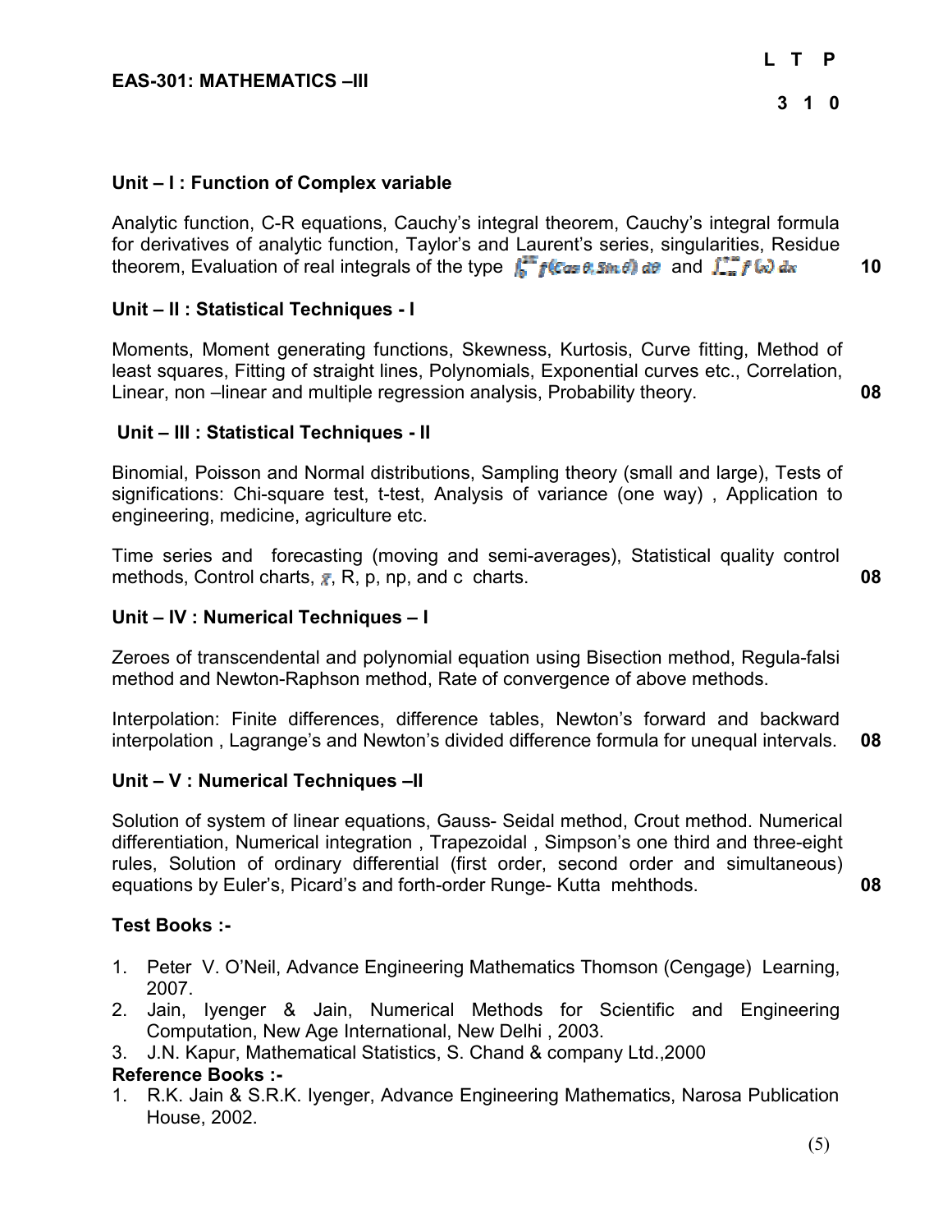## EAS-301: MATHEMATICS –III

| L | T | P |
|---|---|---|
| 3 | 1 | 0 |

### Unit – I : Function of Complex variable

Analytic function, C-R equations, Cauchy's integral theorem, Cauchy's integral formula for derivatives of analytic function, Taylor's and Laurent's series, singularities, Residue theorem, Evaluation of real integrals of the type $\int_0^{2\pi} f(\cos\theta, \sin\theta)\, d\theta$ and $\int_{-\infty}^{\infty} f(x)\, dx$ **10**

### Unit – II : Statistical Techniques - I

Moments, Moment generating functions, Skewness, Kurtosis, Curve fitting, Method of least squares, Fitting of straight lines, Polynomials, Exponential curves etc., Correlation, Linear, non –linear and multiple regression analysis, Probability theory. **08**

### Unit – III : Statistical Techniques - II

Binomial, Poisson and Normal distributions, Sampling theory (small and large), Tests of significations: Chi-square test, t-test, Analysis of variance (one way) , Application to engineering, medicine, agriculture etc.

Time series and forecasting (moving and semi-averages), Statistical quality control methods, Control charts, $\bar{x}$, R, p, np, and c charts. **08**

### Unit – IV : Numerical Techniques – I

Zeroes of transcendental and polynomial equation using Bisection method, Regula-falsi method and Newton-Raphson method, Rate of convergence of above methods.

Interpolation: Finite differences, difference tables, Newton's forward and backward interpolation , Lagrange's and Newton's divided difference formula for unequal intervals. **08**

### Unit – V : Numerical Techniques –II

Solution of system of linear equations, Gauss- Seidal method, Crout method. Numerical differentiation, Numerical integration , Trapezoidal , Simpson's one third and three-eight rules, Solution of ordinary differential (first order, second order and simultaneous) equations by Euler's, Picard's and forth-order Runge- Kutta mehthods. **08**

### Test Books :-

1. Peter V. O'Neil, Advance Engineering Mathematics Thomson (Cengage) Learning, 2007.
2. Jain, Iyenger & Jain, Numerical Methods for Scientific and Engineering Computation, New Age International, New Delhi , 2003.
3. J.N. Kapur, Mathematical Statistics, S. Chand & company Ltd.,2000

### Reference Books :-

1. R.K. Jain & S.R.K. Iyenger, Advance Engineering Mathematics, Narosa Publication House, 2002.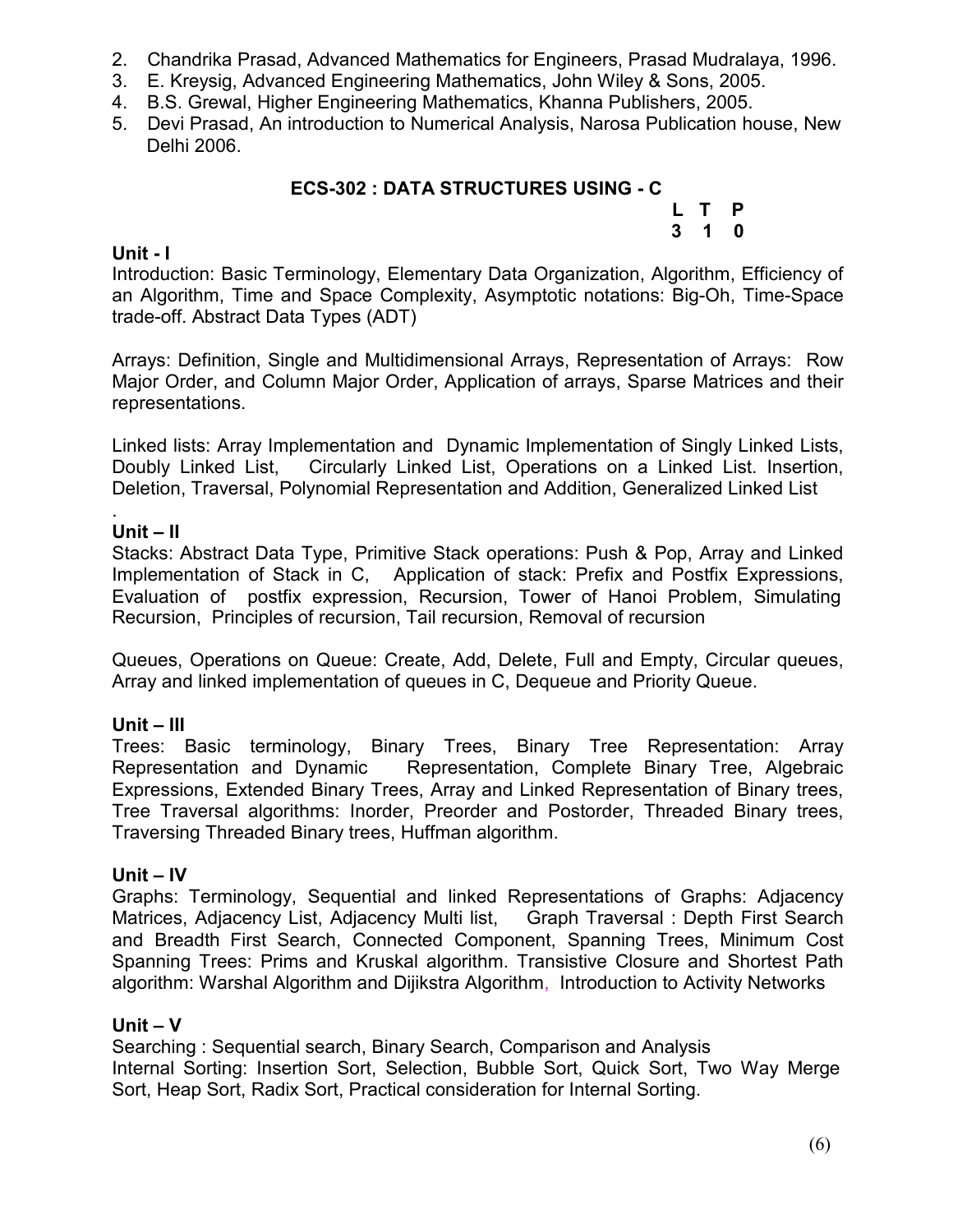2. Chandrika Prasad, Advanced Mathematics for Engineers, Prasad Mudralaya, 1996.
3. E. Kreysig, Advanced Engineering Mathematics, John Wiley & Sons, 2005.
4. B.S. Grewal, Higher Engineering Mathematics, Khanna Publishers, 2005.
5. Devi Prasad, An introduction to Numerical Analysis, Narosa Publication house, New Delhi 2006.

## ECS-302 : DATA STRUCTURES USING - C

| L | T | P |
|---|---|---|
| 3 | 1 | 0 |

**Unit - I**

Introduction: Basic Terminology, Elementary Data Organization, Algorithm, Efficiency of an Algorithm, Time and Space Complexity, Asymptotic notations: Big-Oh, Time-Space trade-off. Abstract Data Types (ADT)

Arrays: Definition, Single and Multidimensional Arrays, Representation of Arrays: Row Major Order, and Column Major Order, Application of arrays, Sparse Matrices and their representations.

Linked lists: Array Implementation and Dynamic Implementation of Singly Linked Lists, Doubly Linked List, Circularly Linked List, Operations on a Linked List. Insertion, Deletion, Traversal, Polynomial Representation and Addition, Generalized Linked List

.

**Unit – II**

Stacks: Abstract Data Type, Primitive Stack operations: Push & Pop, Array and Linked Implementation of Stack in C, Application of stack: Prefix and Postfix Expressions, Evaluation of postfix expression, Recursion, Tower of Hanoi Problem, Simulating Recursion, Principles of recursion, Tail recursion, Removal of recursion

Queues, Operations on Queue: Create, Add, Delete, Full and Empty, Circular queues, Array and linked implementation of queues in C, Dequeue and Priority Queue.

**Unit – III**

Trees: Basic terminology, Binary Trees, Binary Tree Representation: Array Representation and Dynamic Representation, Complete Binary Tree, Algebraic Expressions, Extended Binary Trees, Array and Linked Representation of Binary trees, Tree Traversal algorithms: Inorder, Preorder and Postorder, Threaded Binary trees, Traversing Threaded Binary trees, Huffman algorithm.

**Unit – IV**

Graphs: Terminology, Sequential and linked Representations of Graphs: Adjacency Matrices, Adjacency List, Adjacency Multi list, Graph Traversal : Depth First Search and Breadth First Search, Connected Component, Spanning Trees, Minimum Cost Spanning Trees: Prims and Kruskal algorithm. Transistive Closure and Shortest Path algorithm: Warshal Algorithm and Dijikstra Algorithm, Introduction to Activity Networks

**Unit – V**

Searching : Sequential search, Binary Search, Comparison and Analysis
Internal Sorting: Insertion Sort, Selection, Bubble Sort, Quick Sort, Two Way Merge Sort, Heap Sort, Radix Sort, Practical consideration for Internal Sorting.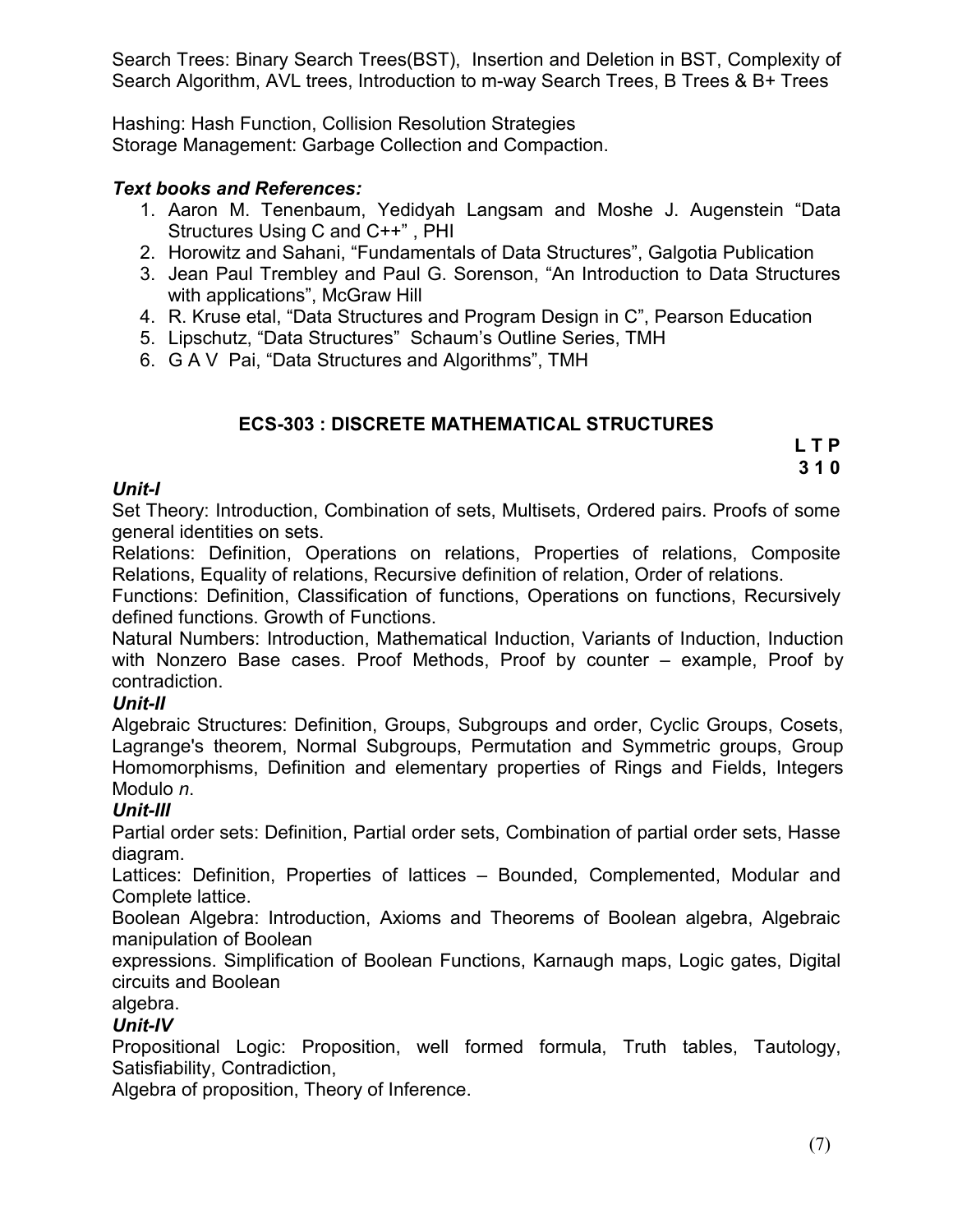Search Trees: Binary Search Trees(BST), Insertion and Deletion in BST, Complexity of Search Algorithm, AVL trees, Introduction to m-way Search Trees, B Trees & B+ Trees

Hashing: Hash Function, Collision Resolution Strategies
Storage Management: Garbage Collection and Compaction.

***Text books and References:***

1. Aaron M. Tenenbaum, Yedidyah Langsam and Moshe J. Augenstein "Data Structures Using C and C++" , PHI
2. Horowitz and Sahani, "Fundamentals of Data Structures", Galgotia Publication
3. Jean Paul Trembley and Paul G. Sorenson, "An Introduction to Data Structures with applications", McGraw Hill
4. R. Kruse etal, "Data Structures and Program Design in C", Pearson Education
5. Lipschutz, "Data Structures" Schaum's Outline Series, TMH
6. G A V Pai, "Data Structures and Algorithms", TMH

## ECS-303 : DISCRETE MATHEMATICAL STRUCTURES

**L T P**
**3 1 0**

***Unit-I***

Set Theory: Introduction, Combination of sets, Multisets, Ordered pairs. Proofs of some general identities on sets.

Relations: Definition, Operations on relations, Properties of relations, Composite Relations, Equality of relations, Recursive definition of relation, Order of relations.

Functions: Definition, Classification of functions, Operations on functions, Recursively defined functions. Growth of Functions.

Natural Numbers: Introduction, Mathematical Induction, Variants of Induction, Induction with Nonzero Base cases. Proof Methods, Proof by counter – example, Proof by contradiction.

***Unit-II***

Algebraic Structures: Definition, Groups, Subgroups and order, Cyclic Groups, Cosets, Lagrange's theorem, Normal Subgroups, Permutation and Symmetric groups, Group Homomorphisms, Definition and elementary properties of Rings and Fields, Integers Modulo *n*.

***Unit-III***

Partial order sets: Definition, Partial order sets, Combination of partial order sets, Hasse diagram.

Lattices: Definition, Properties of lattices – Bounded, Complemented, Modular and Complete lattice.

Boolean Algebra: Introduction, Axioms and Theorems of Boolean algebra, Algebraic manipulation of Boolean
expressions. Simplification of Boolean Functions, Karnaugh maps, Logic gates, Digital circuits and Boolean
algebra.

***Unit-IV***

Propositional Logic: Proposition, well formed formula, Truth tables, Tautology, Satisfiability, Contradiction,
Algebra of proposition, Theory of Inference.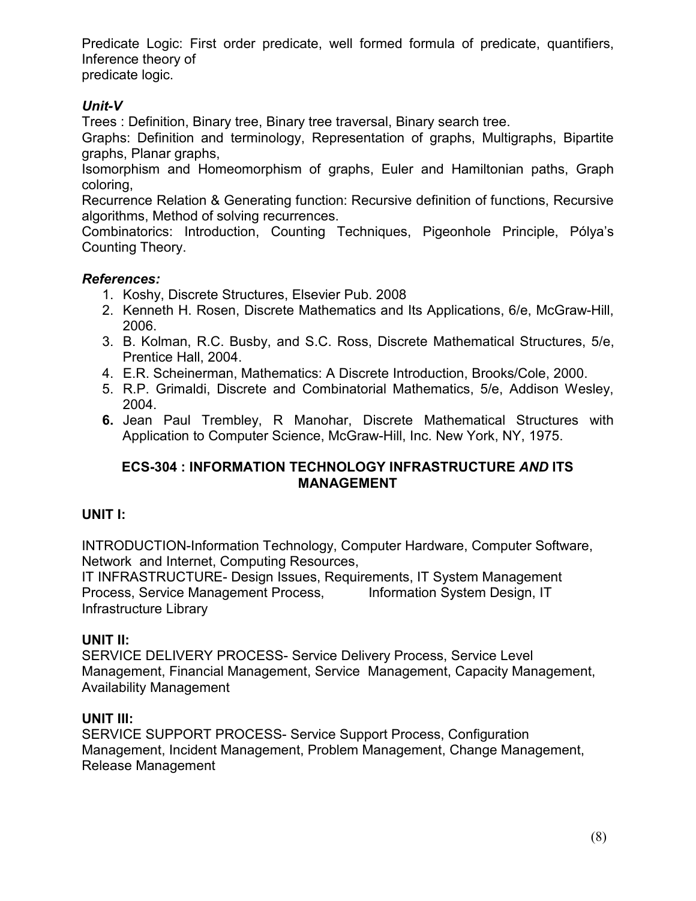Predicate Logic: First order predicate, well formed formula of predicate, quantifiers, Inference theory of
predicate logic.

### *Unit-V*

Trees : Definition, Binary tree, Binary tree traversal, Binary search tree.

Graphs: Definition and terminology, Representation of graphs, Multigraphs, Bipartite graphs, Planar graphs,

Isomorphism and Homeomorphism of graphs, Euler and Hamiltonian paths, Graph coloring,

Recurrence Relation & Generating function: Recursive definition of functions, Recursive algorithms, Method of solving recurrences.

Combinatorics: Introduction, Counting Techniques, Pigeonhole Principle, Pólya's Counting Theory.

### *References:*

1. Koshy, Discrete Structures, Elsevier Pub. 2008
2. Kenneth H. Rosen, Discrete Mathematics and Its Applications, 6/e, McGraw-Hill, 2006.
3. B. Kolman, R.C. Busby, and S.C. Ross, Discrete Mathematical Structures, 5/e, Prentice Hall, 2004.
4. E.R. Scheinerman, Mathematics: A Discrete Introduction, Brooks/Cole, 2000.
5. R.P. Grimaldi, Discrete and Combinatorial Mathematics, 5/e, Addison Wesley, 2004.
6. Jean Paul Trembley, R Manohar, Discrete Mathematical Structures with Application to Computer Science, McGraw-Hill, Inc. New York, NY, 1975.

## ECS-304 : INFORMATION TECHNOLOGY INFRASTRUCTURE *AND* ITS MANAGEMENT

### UNIT I:

INTRODUCTION-Information Technology, Computer Hardware, Computer Software, Network and Internet, Computing Resources,

IT INFRASTRUCTURE- Design Issues, Requirements, IT System Management Process, Service Management Process, Information System Design, IT Infrastructure Library

### UNIT II:

SERVICE DELIVERY PROCESS- Service Delivery Process, Service Level Management, Financial Management, Service Management, Capacity Management, Availability Management

### UNIT III:

SERVICE SUPPORT PROCESS- Service Support Process, Configuration Management, Incident Management, Problem Management, Change Management, Release Management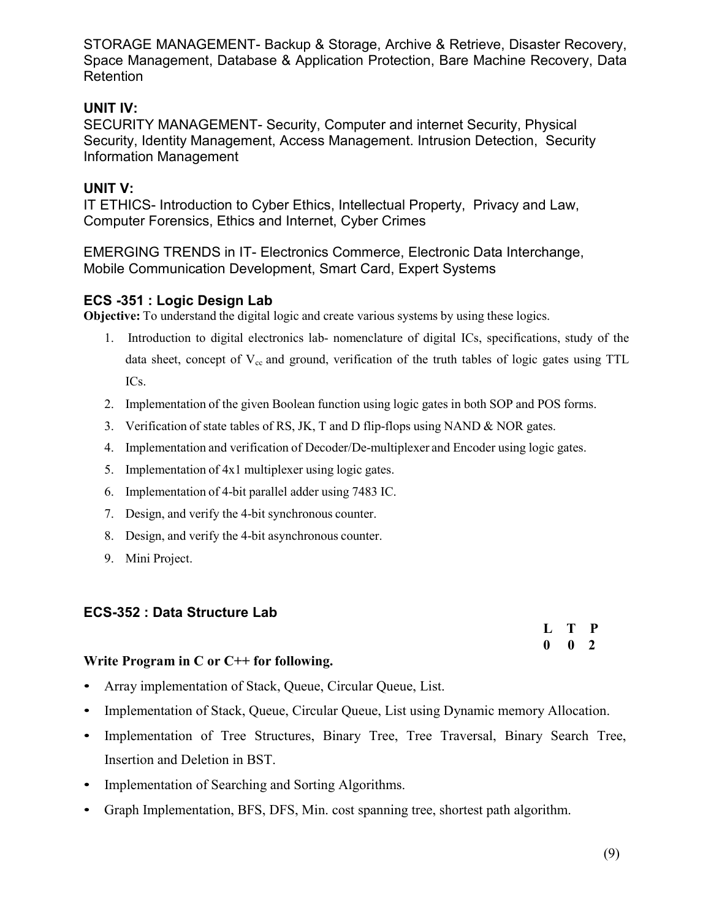STORAGE MANAGEMENT- Backup & Storage, Archive & Retrieve, Disaster Recovery, Space Management, Database & Application Protection, Bare Machine Recovery, Data Retention

### UNIT IV:

SECURITY MANAGEMENT- Security, Computer and internet Security, Physical Security, Identity Management, Access Management. Intrusion Detection, Security Information Management

### UNIT V:

IT ETHICS- Introduction to Cyber Ethics, Intellectual Property, Privacy and Law, Computer Forensics, Ethics and Internet, Cyber Crimes

EMERGING TRENDS in IT- Electronics Commerce, Electronic Data Interchange, Mobile Communication Development, Smart Card, Expert Systems

## ECS -351 : Logic Design Lab

**Objective:** To understand the digital logic and create various systems by using these logics.

1. Introduction to digital electronics lab- nomenclature of digital ICs, specifications, study of the data sheet, concept of $V_{cc}$ and ground, verification of the truth tables of logic gates using TTL ICs.
2. Implementation of the given Boolean function using logic gates in both SOP and POS forms.
3. Verification of state tables of RS, JK, T and D flip-flops using NAND & NOR gates.
4. Implementation and verification of Decoder/De-multiplexer and Encoder using logic gates.
5. Implementation of 4x1 multiplexer using logic gates.
6. Implementation of 4-bit parallel adder using 7483 IC.
7. Design, and verify the 4-bit synchronous counter.
8. Design, and verify the 4-bit asynchronous counter.
9. Mini Project.

## ECS-352 : Data Structure Lab

| L | T | P |
|---|---|---|
| 0 | 0 | 2 |

**Write Program in C or C++ for following.**

- Array implementation of Stack, Queue, Circular Queue, List.
- Implementation of Stack, Queue, Circular Queue, List using Dynamic memory Allocation.
- Implementation of Tree Structures, Binary Tree, Tree Traversal, Binary Search Tree, Insertion and Deletion in BST.
- Implementation of Searching and Sorting Algorithms.
- Graph Implementation, BFS, DFS, Min. cost spanning tree, shortest path algorithm.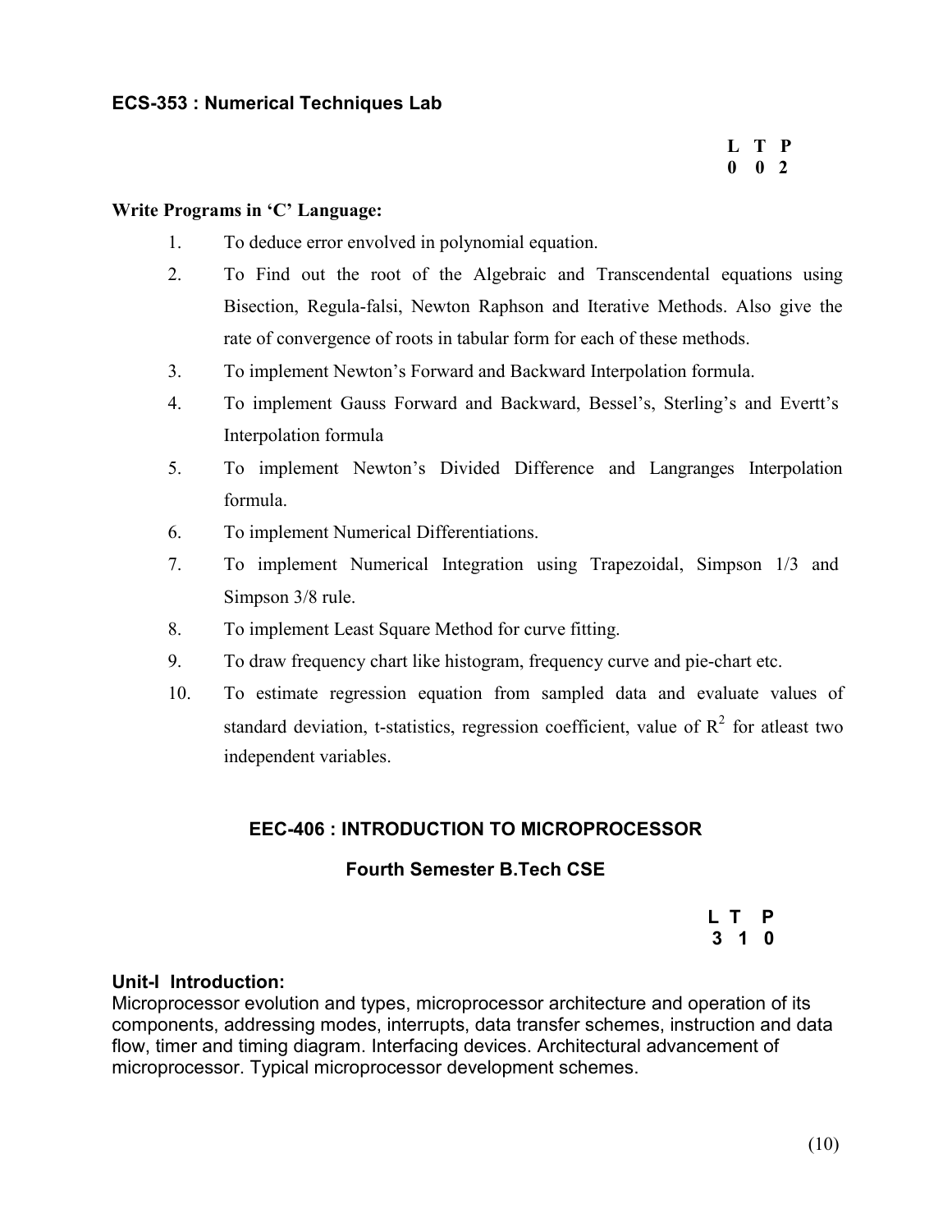### ECS-353 : Numerical Techniques Lab

| L | T | P |
|---|---|---|
| 0 | 0 | 2 |

**Write Programs in 'C' Language:**

1. To deduce error envolved in polynomial equation.
2. To Find out the root of the Algebraic and Transcendental equations using Bisection, Regula-falsi, Newton Raphson and Iterative Methods. Also give the rate of convergence of roots in tabular form for each of these methods.
3. To implement Newton's Forward and Backward Interpolation formula.
4. To implement Gauss Forward and Backward, Bessel's, Sterling's and Evertt's Interpolation formula
5. To implement Newton's Divided Difference and Langranges Interpolation formula.
6. To implement Numerical Differentiations.
7. To implement Numerical Integration using Trapezoidal, Simpson 1/3 and Simpson 3/8 rule.
8. To implement Least Square Method for curve fitting.
9. To draw frequency chart like histogram, frequency curve and pie-chart etc.
10. To estimate regression equation from sampled data and evaluate values of standard deviation, t-statistics, regression coefficient, value of $R^2$ for atleast two independent variables.

## EEC-406 : INTRODUCTION TO MICROPROCESSOR

### Fourth Semester B.Tech CSE

| L | T | P |
|---|---|---|
| 3 | 1 | 0 |

**Unit-I Introduction:**

Microprocessor evolution and types, microprocessor architecture and operation of its components, addressing modes, interrupts, data transfer schemes, instruction and data flow, timer and timing diagram. Interfacing devices. Architectural advancement of microprocessor. Typical microprocessor development schemes.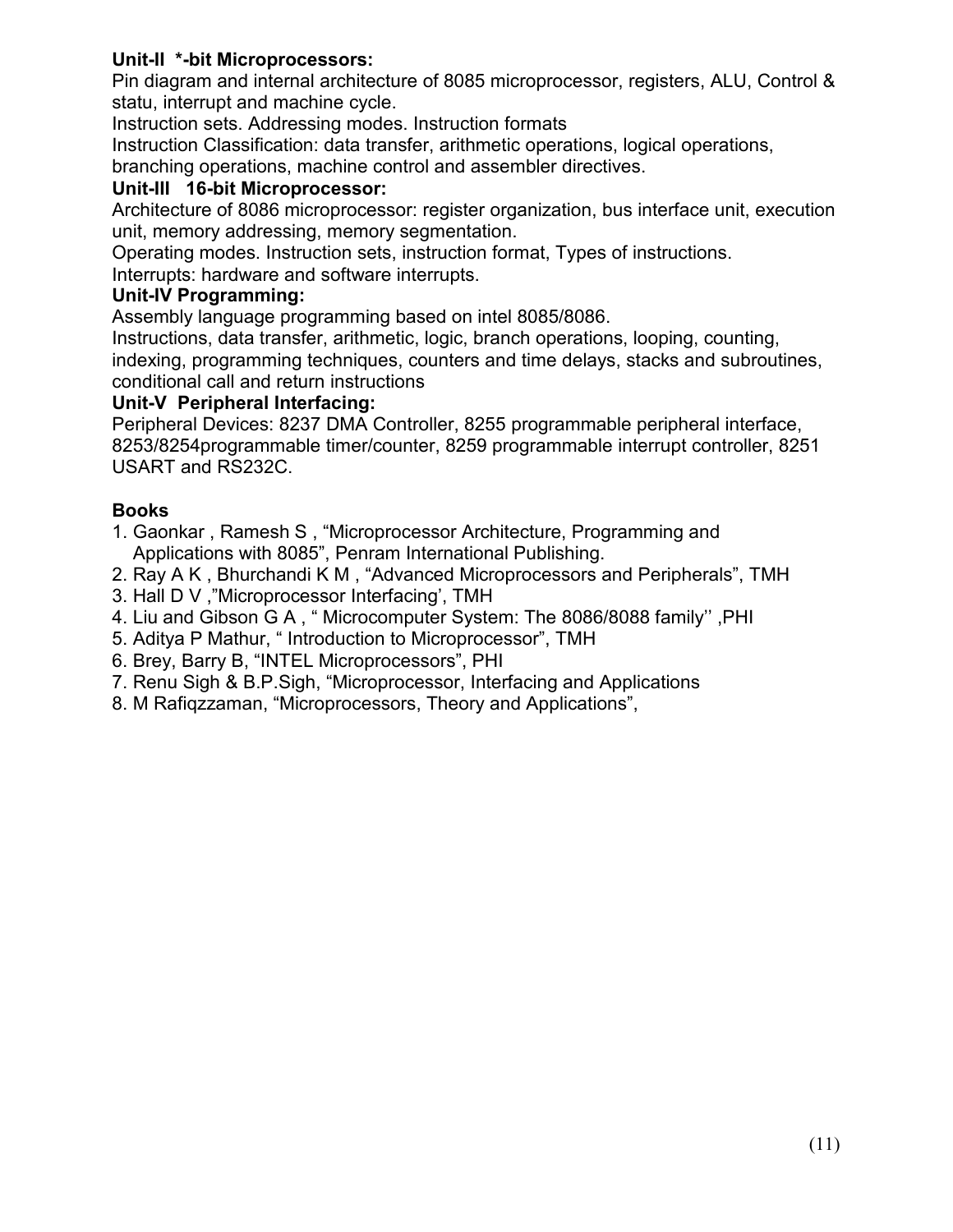**Unit-II *-bit Microprocessors:**
Pin diagram and internal architecture of 8085 microprocessor, registers, ALU, Control & statu, interrupt and machine cycle.
Instruction sets. Addressing modes. Instruction formats
Instruction Classification: data transfer, arithmetic operations, logical operations, branching operations, machine control and assembler directives.

**Unit-III 16-bit Microprocessor:**
Architecture of 8086 microprocessor: register organization, bus interface unit, execution unit, memory addressing, memory segmentation.
Operating modes. Instruction sets, instruction format, Types of instructions.
Interrupts: hardware and software interrupts.

**Unit-IV Programming:**
Assembly language programming based on intel 8085/8086.
Instructions, data transfer, arithmetic, logic, branch operations, looping, counting, indexing, programming techniques, counters and time delays, stacks and subroutines, conditional call and return instructions

**Unit-V Peripheral Interfacing:**
Peripheral Devices: 8237 DMA Controller, 8255 programmable peripheral interface, 8253/8254programmable timer/counter, 8259 programmable interrupt controller, 8251 USART and RS232C.

**Books**

1. Gaonkar , Ramesh S , "Microprocessor Architecture, Programming and Applications with 8085", Penram International Publishing.
2. Ray A K , Bhurchandi K M , "Advanced Microprocessors and Peripherals", TMH
3. Hall D V ,"Microprocessor Interfacing', TMH
4. Liu and Gibson G A , " Microcomputer System: The 8086/8088 family'' ,PHI
5. Aditya P Mathur, " Introduction to Microprocessor", TMH
6. Brey, Barry B, "INTEL Microprocessors", PHI
7. Renu Sigh & B.P.Sigh, "Microprocessor, Interfacing and Applications
8. M Rafiqzzaman, "Microprocessors, Theory and Applications",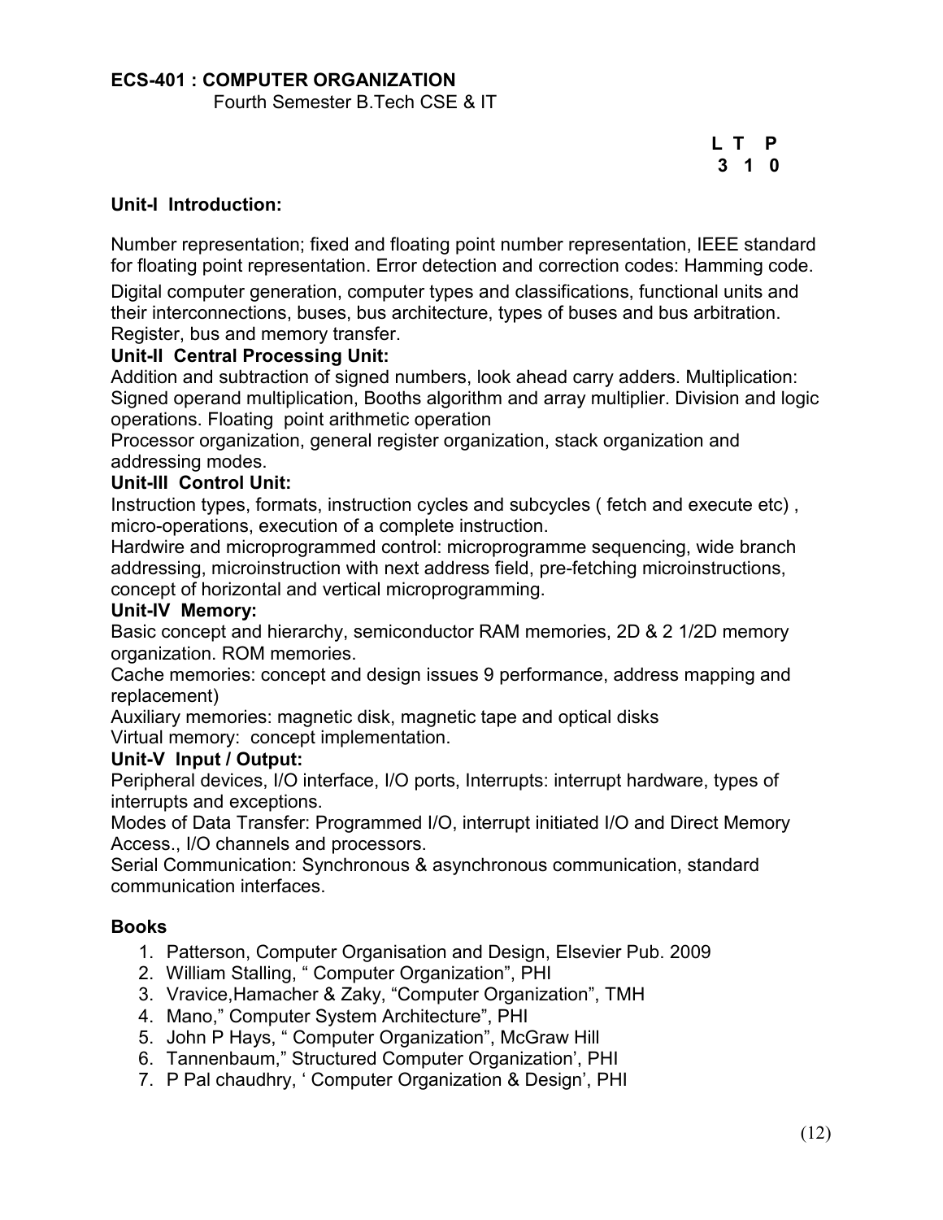## ECS-401 : COMPUTER ORGANIZATION

Fourth Semester B.Tech CSE & IT

| L | T | P |
|---|---|---|
| 3 | 1 | 0 |

### Unit-I Introduction:

Number representation; fixed and floating point number representation, IEEE standard for floating point representation. Error detection and correction codes: Hamming code.

Digital computer generation, computer types and classifications, functional units and their interconnections, buses, bus architecture, types of buses and bus arbitration. Register, bus and memory transfer.

### Unit-II Central Processing Unit:

Addition and subtraction of signed numbers, look ahead carry adders. Multiplication: Signed operand multiplication, Booths algorithm and array multiplier. Division and logic operations. Floating point arithmetic operation

Processor organization, general register organization, stack organization and addressing modes.

### Unit-III Control Unit:

Instruction types, formats, instruction cycles and subcycles ( fetch and execute etc) , micro-operations, execution of a complete instruction.

Hardwire and microprogrammed control: microprogramme sequencing, wide branch addressing, microinstruction with next address field, pre-fetching microinstructions, concept of horizontal and vertical microprogramming.

### Unit-IV Memory:

Basic concept and hierarchy, semiconductor RAM memories, 2D & 2 1/2D memory organization. ROM memories.

Cache memories: concept and design issues 9 performance, address mapping and replacement)

Auxiliary memories: magnetic disk, magnetic tape and optical disks

Virtual memory: concept implementation.

### Unit-V Input / Output:

Peripheral devices, I/O interface, I/O ports, Interrupts: interrupt hardware, types of interrupts and exceptions.

Modes of Data Transfer: Programmed I/O, interrupt initiated I/O and Direct Memory Access., I/O channels and processors.

Serial Communication: Synchronous & asynchronous communication, standard communication interfaces.

### Books

1. Patterson, Computer Organisation and Design, Elsevier Pub. 2009
2. William Stalling, " Computer Organization", PHI
3. Vravice,Hamacher & Zaky, "Computer Organization", TMH
4. Mano," Computer System Architecture", PHI
5. John P Hays, " Computer Organization", McGraw Hill
6. Tannenbaum," Structured Computer Organization', PHI
7. P Pal chaudhry, ' Computer Organization & Design', PHI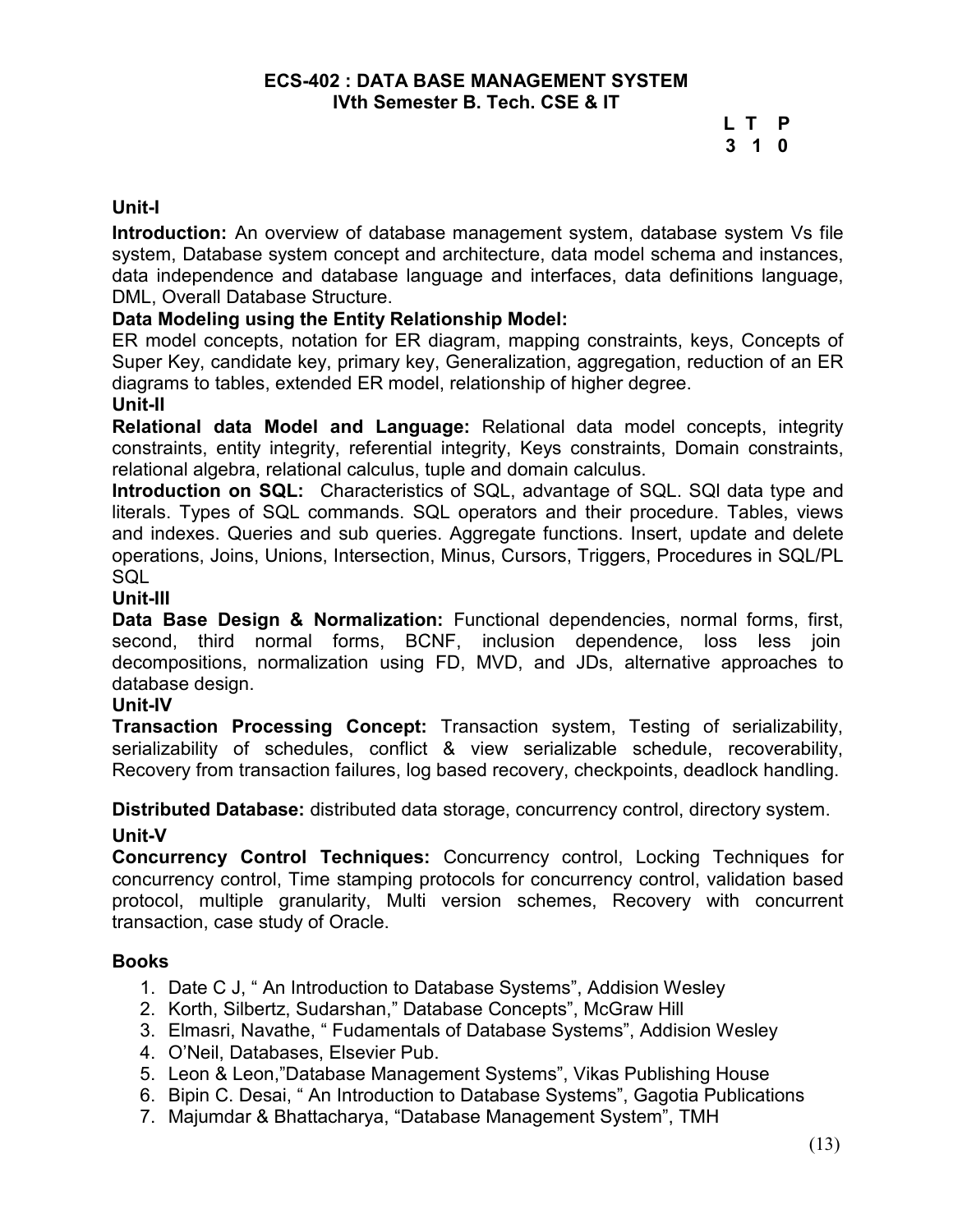# ECS-402 : DATA BASE MANAGEMENT SYSTEM
## IVth Semester B. Tech. CSE & IT

| L | T | P |
|---|---|---|
| 3 | 1 | 0 |

### Unit-I

**Introduction:** An overview of database management system, database system Vs file system, Database system concept and architecture, data model schema and instances, data independence and database language and interfaces, data definitions language, DML, Overall Database Structure.

**Data Modeling using the Entity Relationship Model:**
ER model concepts, notation for ER diagram, mapping constraints, keys, Concepts of Super Key, candidate key, primary key, Generalization, aggregation, reduction of an ER diagrams to tables, extended ER model, relationship of higher degree.

### Unit-II

**Relational data Model and Language:** Relational data model concepts, integrity constraints, entity integrity, referential integrity, Keys constraints, Domain constraints, relational algebra, relational calculus, tuple and domain calculus.

**Introduction on SQL:** Characteristics of SQL, advantage of SQL. SQl data type and literals. Types of SQL commands. SQL operators and their procedure. Tables, views and indexes. Queries and sub queries. Aggregate functions. Insert, update and delete operations, Joins, Unions, Intersection, Minus, Cursors, Triggers, Procedures in SQL/PL SQL

### Unit-III

**Data Base Design & Normalization:** Functional dependencies, normal forms, first, second, third normal forms, BCNF, inclusion dependence, loss less join decompositions, normalization using FD, MVD, and JDs, alternative approaches to database design.

### Unit-IV

**Transaction Processing Concept:** Transaction system, Testing of serializability, serializability of schedules, conflict & view serializable schedule, recoverability, Recovery from transaction failures, log based recovery, checkpoints, deadlock handling.

**Distributed Database:** distributed data storage, concurrency control, directory system.

### Unit-V

**Concurrency Control Techniques:** Concurrency control, Locking Techniques for concurrency control, Time stamping protocols for concurrency control, validation based protocol, multiple granularity, Multi version schemes, Recovery with concurrent transaction, case study of Oracle.

### Books

1. Date C J, " An Introduction to Database Systems", Addision Wesley
2. Korth, Silbertz, Sudarshan," Database Concepts", McGraw Hill
3. Elmasri, Navathe, " Fudamentals of Database Systems", Addision Wesley
4. O'Neil, Databases, Elsevier Pub.
5. Leon & Leon,"Database Management Systems", Vikas Publishing House
6. Bipin C. Desai, " An Introduction to Database Systems", Gagotia Publications
7. Majumdar & Bhattacharya, "Database Management System", TMH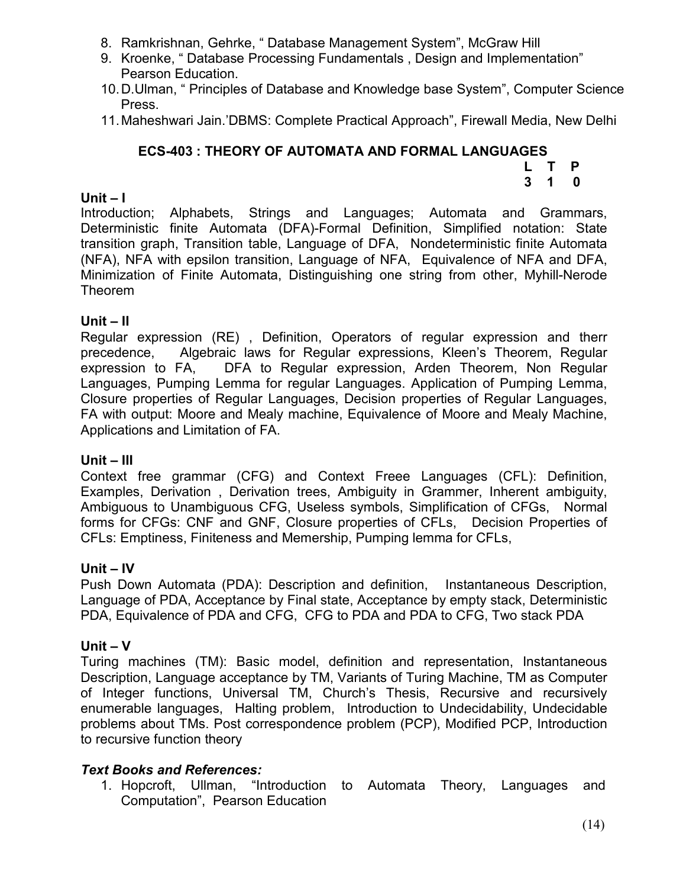8. Ramkrishnan, Gehrke, " Database Management System", McGraw Hill
9. Kroenke, " Database Processing Fundamentals , Design and Implementation" Pearson Education.
10. D.Ulman, " Principles of Database and Knowledge base System", Computer Science Press.
11. Maheshwari Jain.'DBMS: Complete Practical Approach", Firewall Media, New Delhi

## ECS-403 : THEORY OF AUTOMATA AND FORMAL LANGUAGES

| L | T | P |
|---|---|---|
| 3 | 1 | 0 |

**Unit – I**

Introduction; Alphabets, Strings and Languages; Automata and Grammars, Deterministic finite Automata (DFA)-Formal Definition, Simplified notation: State transition graph, Transition table, Language of DFA, Nondeterministic finite Automata (NFA), NFA with epsilon transition, Language of NFA, Equivalence of NFA and DFA, Minimization of Finite Automata, Distinguishing one string from other, Myhill-Nerode Theorem

**Unit – II**

Regular expression (RE) , Definition, Operators of regular expression and therr precedence, Algebraic laws for Regular expressions, Kleen's Theorem, Regular expression to FA, DFA to Regular expression, Arden Theorem, Non Regular Languages, Pumping Lemma for regular Languages. Application of Pumping Lemma, Closure properties of Regular Languages, Decision properties of Regular Languages, FA with output: Moore and Mealy machine, Equivalence of Moore and Mealy Machine, Applications and Limitation of FA.

**Unit – III**

Context free grammar (CFG) and Context Freee Languages (CFL): Definition, Examples, Derivation , Derivation trees, Ambiguity in Grammer, Inherent ambiguity, Ambiguous to Unambiguous CFG, Useless symbols, Simplification of CFGs, Normal forms for CFGs: CNF and GNF, Closure properties of CFLs, Decision Properties of CFLs: Emptiness, Finiteness and Memership, Pumping lemma for CFLs,

**Unit – IV**

Push Down Automata (PDA): Description and definition, Instantaneous Description, Language of PDA, Acceptance by Final state, Acceptance by empty stack, Deterministic PDA, Equivalence of PDA and CFG, CFG to PDA and PDA to CFG, Two stack PDA

**Unit – V**

Turing machines (TM): Basic model, definition and representation, Instantaneous Description, Language acceptance by TM, Variants of Turing Machine, TM as Computer of Integer functions, Universal TM, Church's Thesis, Recursive and recursively enumerable languages, Halting problem, Introduction to Undecidability, Undecidable problems about TMs. Post correspondence problem (PCP), Modified PCP, Introduction to recursive function theory

***Text Books and References:***

1. Hopcroft, Ullman, "Introduction to Automata Theory, Languages and Computation", Pearson Education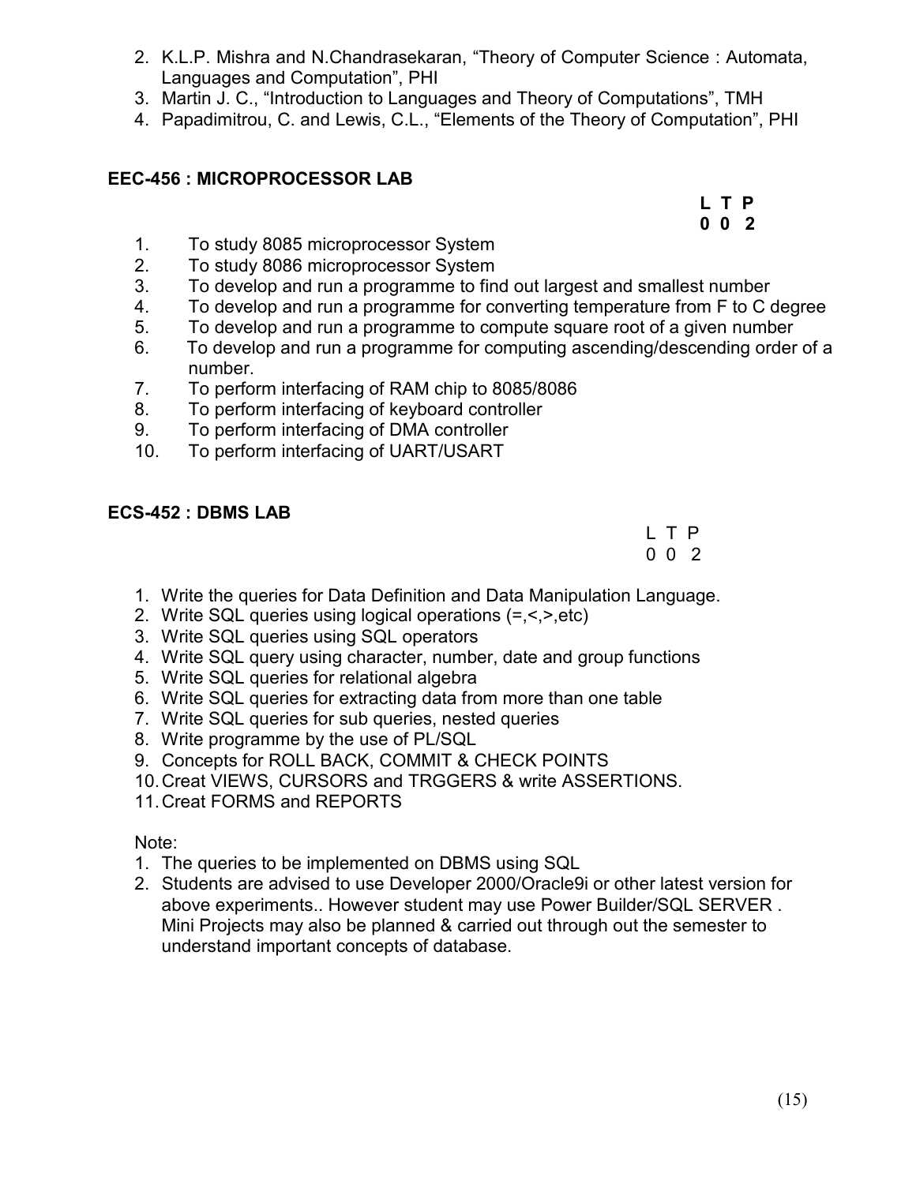2. K.L.P. Mishra and N.Chandrasekaran, "Theory of Computer Science : Automata, Languages and Computation", PHI
3. Martin J. C., "Introduction to Languages and Theory of Computations", TMH
4. Papadimitrou, C. and Lewis, C.L., "Elements of the Theory of Computation", PHI

## EEC-456 : MICROPROCESSOR LAB

**L T P**
**0 0 2**

1. To study 8085 microprocessor System
2. To study 8086 microprocessor System
3. To develop and run a programme to find out largest and smallest number
4. To develop and run a programme for converting temperature from F to C degree
5. To develop and run a programme to compute square root of a given number
6. To develop and run a programme for computing ascending/descending order of a number.
7. To perform interfacing of RAM chip to 8085/8086
8. To perform interfacing of keyboard controller
9. To perform interfacing of DMA controller
10. To perform interfacing of UART/USART

## ECS-452 : DBMS LAB

L T P
0 0 2

1. Write the queries for Data Definition and Data Manipulation Language.
2. Write SQL queries using logical operations (=,<,>,etc)
3. Write SQL queries using SQL operators
4. Write SQL query using character, number, date and group functions
5. Write SQL queries for relational algebra
6. Write SQL queries for extracting data from more than one table
7. Write SQL queries for sub queries, nested queries
8. Write programme by the use of PL/SQL
9. Concepts for ROLL BACK, COMMIT & CHECK POINTS
10. Creat VIEWS, CURSORS and TRGGERS & write ASSERTIONS.
11. Creat FORMS and REPORTS

Note:

1. The queries to be implemented on DBMS using SQL
2. Students are advised to use Developer 2000/Oracle9i or other latest version for above experiments.. However student may use Power Builder/SQL SERVER . Mini Projects may also be planned & carried out through out the semester to understand important concepts of database.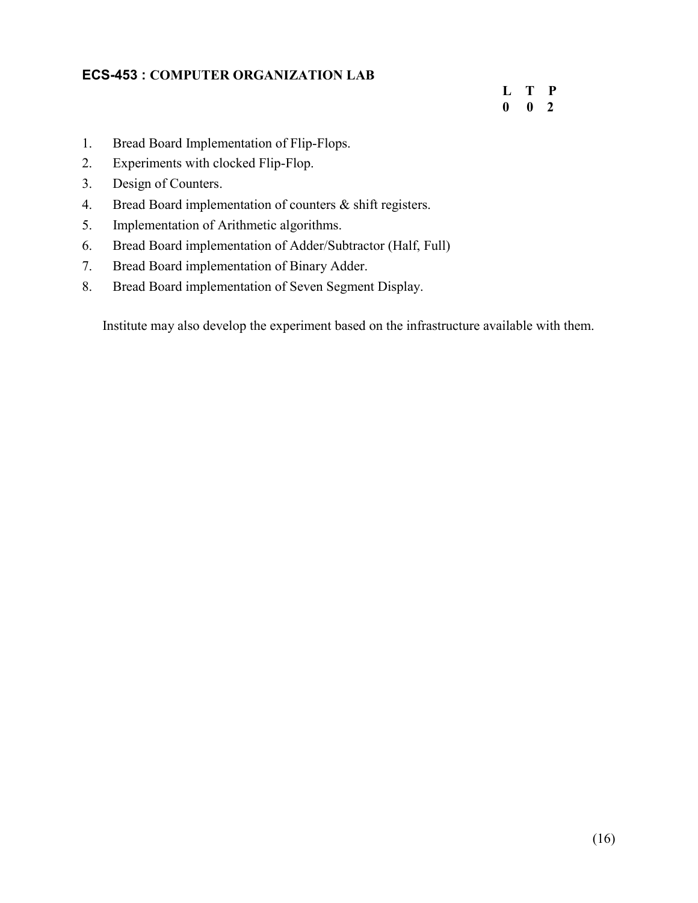## ECS-453 : COMPUTER ORGANIZATION LAB

| L | T | P |
|---|---|---|
| 0 | 0 | 2 |

1. Bread Board Implementation of Flip-Flops.
2. Experiments with clocked Flip-Flop.
3. Design of Counters.
4. Bread Board implementation of counters & shift registers.
5. Implementation of Arithmetic algorithms.
6. Bread Board implementation of Adder/Subtractor (Half, Full)
7. Bread Board implementation of Binary Adder.
8. Bread Board implementation of Seven Segment Display.

Institute may also develop the experiment based on the infrastructure available with them.